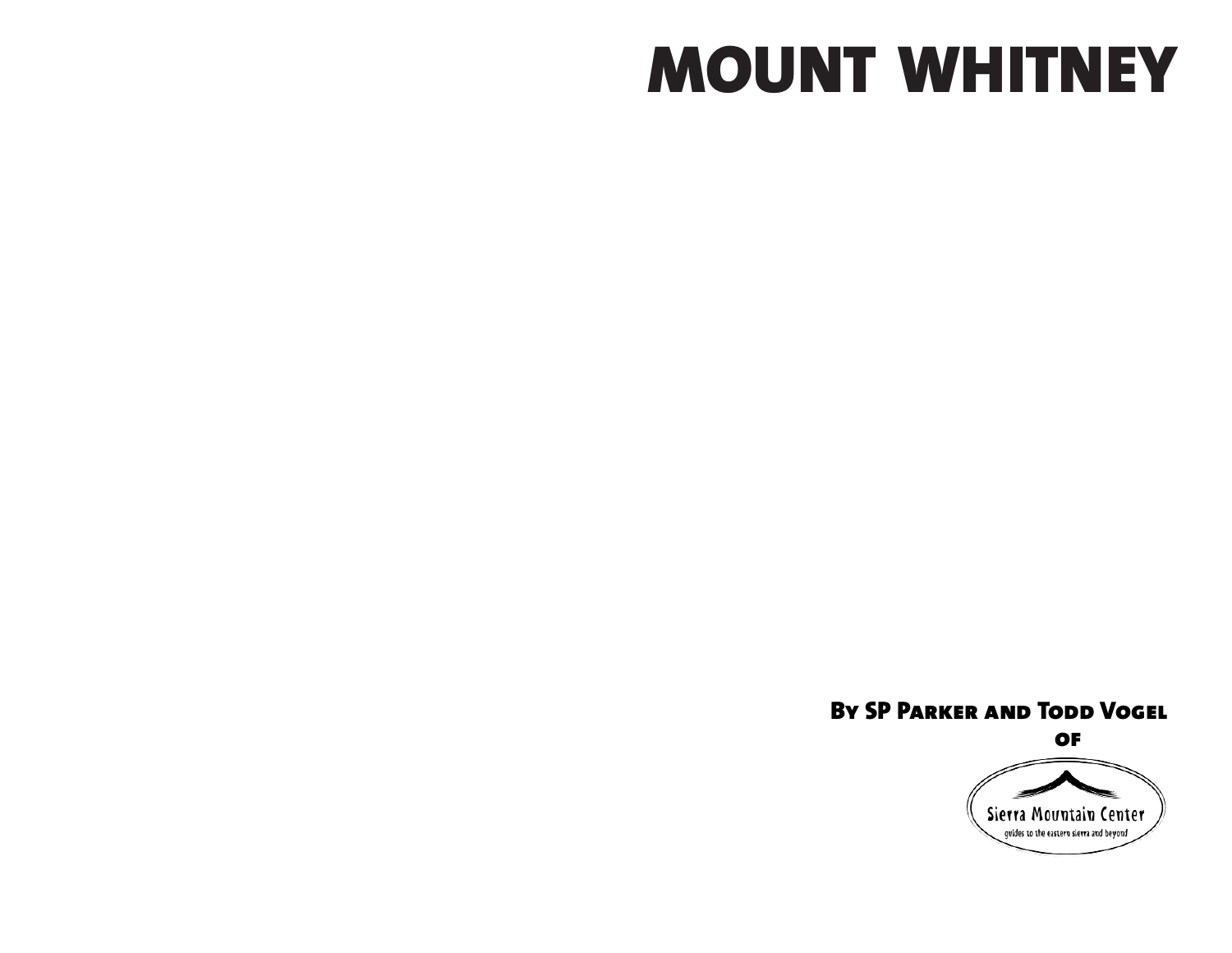# MOUNT WHITNEY

**By SP Parker and Todd Vogel**

**of**

Sierra Mountain Center

guides to the eastern sierra and beyond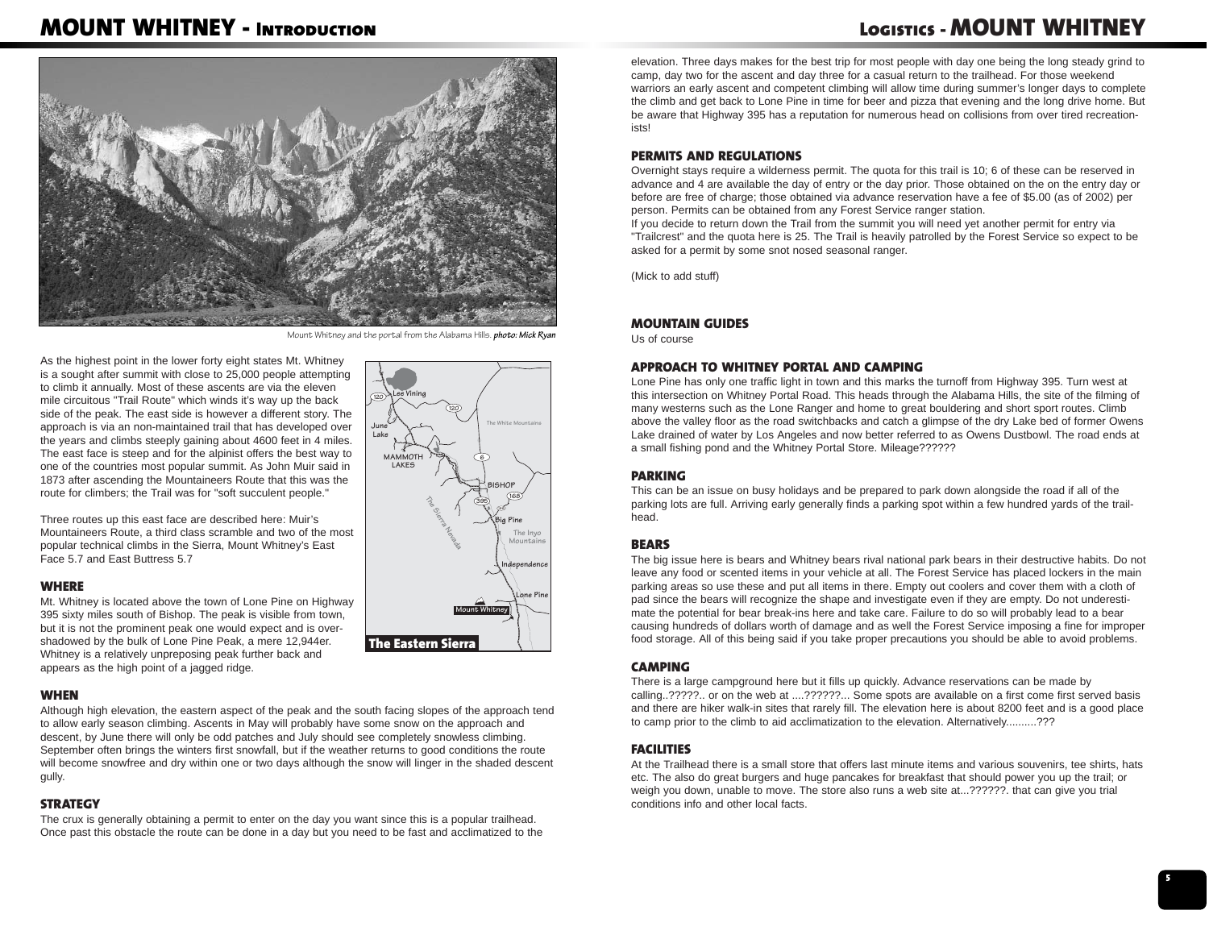# MOUNT WHITNEY - Introduction

Mount Whitney and the portal from the Alabama Hills. *photo: Mick Ryan*

As the highest point in the lower forty eight states Mt. Whitney is a sought after summit with close to 25,000 people attempting to climb it annually. Most of these ascents are via the eleven mile circuitous "Trail Route" which winds it's way up the back side of the peak. The east side is however a different story. The approach is via an non-maintained trail that has developed over the years and climbs steeply gaining about 4600 feet in 4 miles. The east face is steep and for the alpinist offers the best way to one of the countries most popular summit. As John Muir said in 1873 after ascending the Mountaineers Route that this was the route for climbers; the Trail was for "soft succulent people."

Three routes up this east face are described here: Muir's Mountaineers Route, a third class scramble and two of the most popular technical climbs in the Sierra, Mount Whitney's East Face 5.7 and East Buttress 5.7

### WHERE

Mt. Whitney is located above the town of Lone Pine on Highway 395 sixty miles south of Bishop. The peak is visible from town, but it is not the prominent peak one would expect and is overshadowed by the bulk of Lone Pine Peak, a mere 12,944er. Whitney is a relatively unpreposing peak further back and appears as the high point of a jagged ridge.

**The Eastern Sierra**

### WHEN

Although high elevation, the eastern aspect of the peak and the south facing slopes of the approach tend to allow early season climbing. Ascents in May will probably have some snow on the approach and descent, by June there will only be odd patches and July should see completely snowless climbing. September often brings the winters first snowfall, but if the weather returns to good conditions the route will become snowfree and dry within one or two days although the snow will linger in the shaded descent gully.

### STRATEGY

The crux is generally obtaining a permit to enter on the day you want since this is a popular trailhead. Once past this obstacle the route can be done in a day but you need to be fast and acclimatized to the elevation. Three days makes for the best trip for most people with day one being the long steady grind to camp, day two for the ascent and day three for a casual return to the trailhead. For those weekend warriors an early ascent and competent climbing will allow time during summer's longer days to complete the climb and get back to Lone Pine in time for beer and pizza that evening and the long drive home. But be aware that Highway 395 has a reputation for numerous head on collisions from over tired recreationists!

# Logistics - MOUNT WHITNEY

### PERMITS AND REGULATIONS

Overnight stays require a wilderness permit. The quota for this trail is 10; 6 of these can be reserved in advance and 4 are available the day of entry or the day prior. Those obtained on the on the entry day or before are free of charge; those obtained via advance reservation have a fee of $5.00 (as of 2002) per person. Permits can be obtained from any Forest Service ranger station.
If you decide to return down the Trail from the summit you will need yet another permit for entry via "Trailcrest" and the quota here is 25. The Trail is heavily patrolled by the Forest Service so expect to be asked for a permit by some snot nosed seasonal ranger.

(Mick to add stuff)

### MOUNTAIN GUIDES

Us of course

### APPROACH TO WHITNEY PORTAL AND CAMPING

Lone Pine has only one traffic light in town and this marks the turnoff from Highway 395. Turn west at this intersection on Whitney Portal Road. This heads through the Alabama Hills, the site of the filming of many westerns such as the Lone Ranger and home to great bouldering and short sport routes. Climb above the valley floor as the road switchbacks and catch a glimpse of the dry Lake bed of former Owens Lake drained of water by Los Angeles and now better referred to as Owens Dustbowl. The road ends at a small fishing pond and the Whitney Portal Store. Mileage??????

### PARKING

This can be an issue on busy holidays and be prepared to park down alongside the road if all of the parking lots are full. Arriving early generally finds a parking spot within a few hundred yards of the trailhead.

### BEARS

The big issue here is bears and Whitney bears rival national park bears in their destructive habits. Do not leave any food or scented items in your vehicle at all. The Forest Service has placed lockers in the main parking areas so use these and put all items in there. Empty out coolers and cover them with a cloth of pad since the bears will recognize the shape and investigate even if they are empty. Do not underestimate the potential for bear break-ins here and take care. Failure to do so will probably lead to a bear causing hundreds of dollars worth of damage and as well the Forest Service imposing a fine for improper food storage. All of this being said if you take proper precautions you should be able to avoid problems.

### CAMPING

There is a large campground here but it fills up quickly. Advance reservations can be made by calling..?????.. or on the web at ....??????... Some spots are available on a first come first served basis and there are hiker walk-in sites that rarely fill. The elevation here is about 8200 feet and is a good place to camp prior to the climb to aid acclimatization to the elevation. Alternatively..........???

### FACILITIES

At the Trailhead there is a small store that offers last minute items and various souvenirs, tee shirts, hats etc. The also do great burgers and huge pancakes for breakfast that should power you up the trail; or weigh you down, unable to move. The store also runs a web site at...??????. that can give you trial conditions info and other local facts.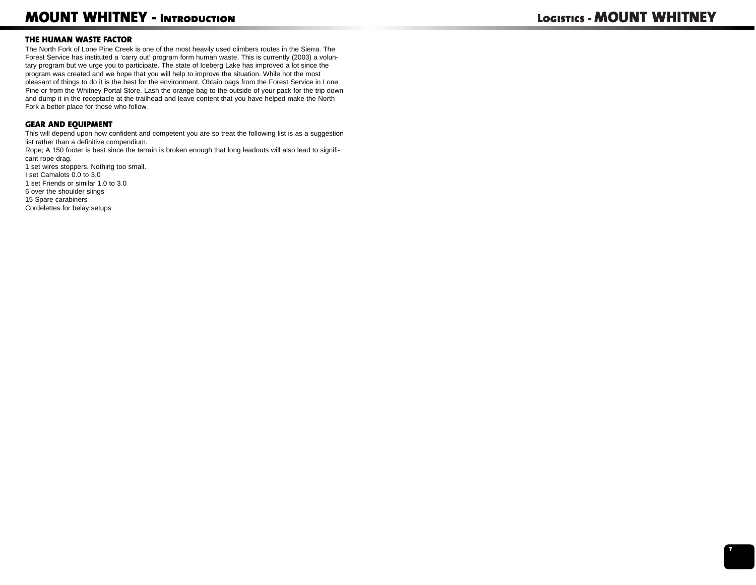### THE HUMAN WASTE FACTOR

The North Fork of Lone Pine Creek is one of the most heavily used climbers routes in the Sierra. The Forest Service has instituted a 'carry out' program form human waste. This is currently (2003) a voluntary program but we urge you to participate. The state of Iceberg Lake has improved a lot since the program was created and we hope that you will help to improve the situation. While not the most pleasant of things to do it is the best for the environment. Obtain bags from the Forest Service in Lone Pine or from the Whitney Portal Store. Lash the orange bag to the outside of your pack for the trip down and dump it in the receptacle at the trailhead and leave content that you have helped make the North Fork a better place for those who follow.

### GEAR AND EQUIPMENT

This will depend upon how confident and competent you are so treat the following list is as a suggestion list rather than a definitive compendium.

Rope; A 150 footer is best since the terrain is broken enough that long leadouts will also lead to significant rope drag.

1 set wires stoppers. Nothing too small.
I set Camalots 0.0 to 3,0
1 set Friends or similar 1.0 to 3.0
6 over the shoulder slings
15 Spare carabiners
Cordelettes for belay setups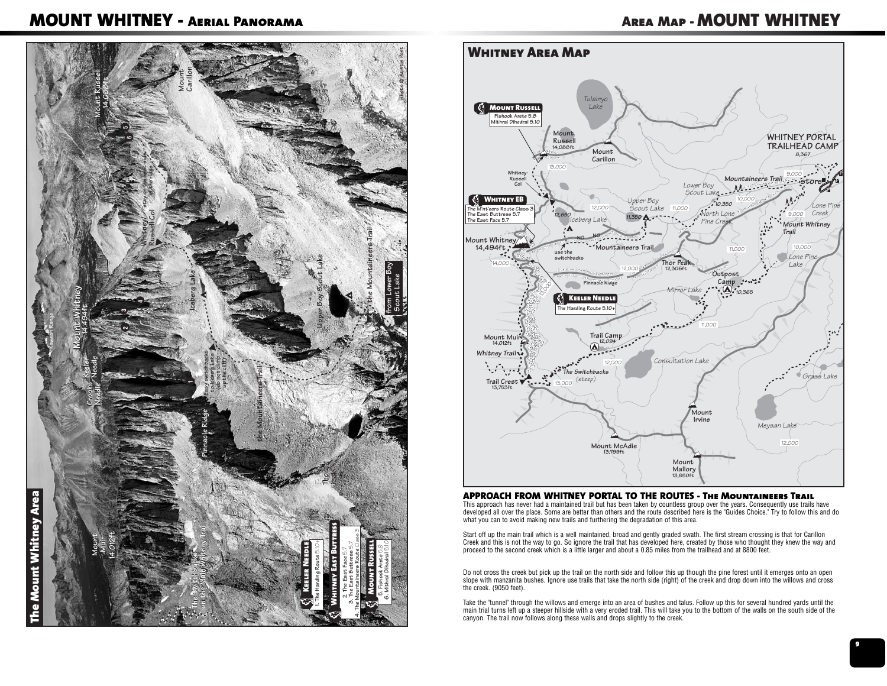# MOUNT WHITNEY - Aerial Panorama

# Area Map - MOUNT WHITNEY

## Approach from Whitney Portal to the Routes - The Mountaineers Trail

This approach has never had a maintained trail but has been taken by countless group over the years. Consequently use trails have developed all over the place. Some are better than others and the route described here is the "Guides Choice." Try to follow this and do what you can to avoid making new trails and furthering the degradation of this area.

Start off up the main trail which is a well maintained, broad and gently graded swath. The first stream crossing is that for Carillon Creek and this is not the way to go. So ignore the trail that has developed here, created by those who thought they knew the way and proceed to the second creek which is a little larger and about a 0.85 miles from the trailhead and at 8800 feet.

Do not cross the creek but pick up the trail on the north side and follow this up though the pine forest until it emerges onto an open slope with manzanita bushes. Ignore use trails that take the north side (right) of the creek and drop down into the willows and cross the creek. (9050 feet).

Take the "tunnel" through the willows and emerge into an area of bushes and talus. Follow up this for several hundred yards until the main trial turns left up a steeper hillside with a very eroded trail. This will take you to the bottom of the walls on the south side of the canyon. The trail now follows along these walls and drops slightly to the creek.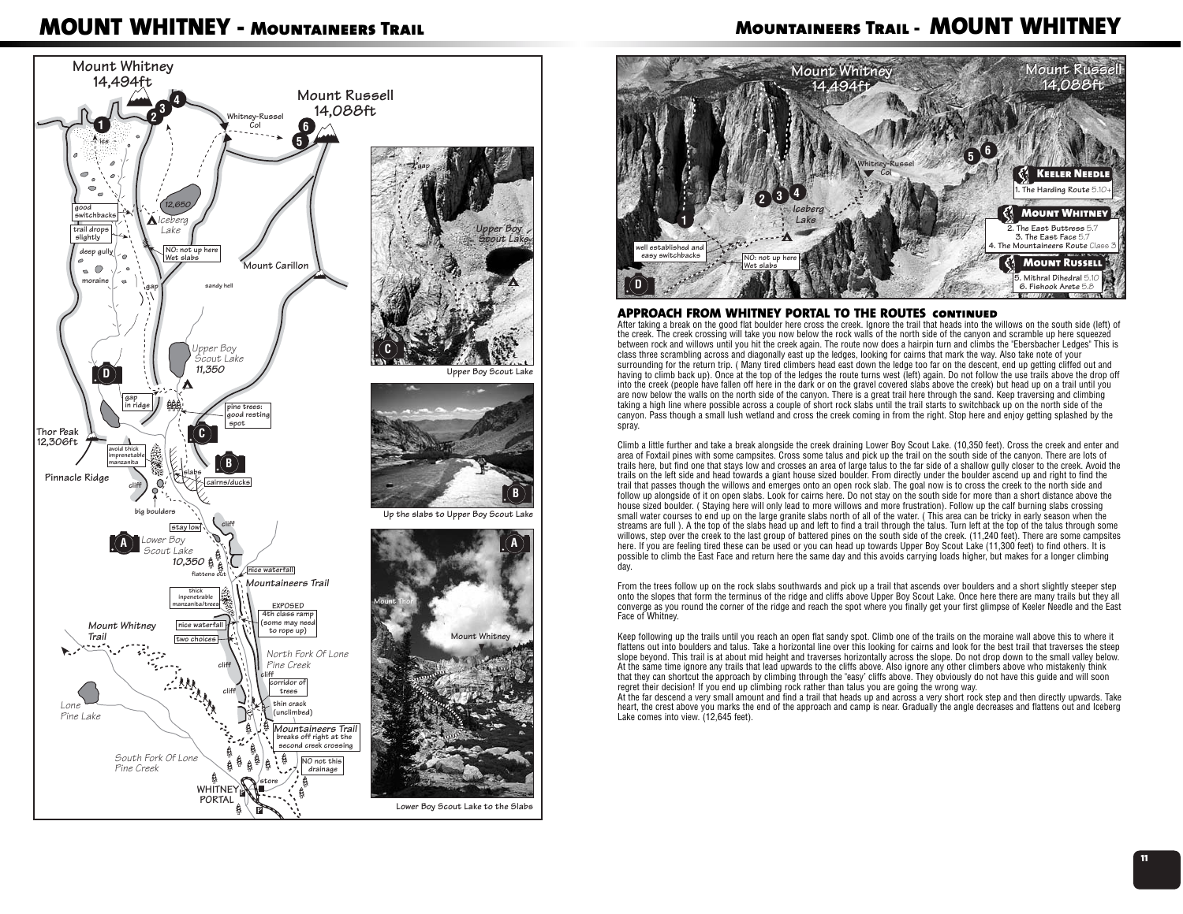# MOUNT WHITNEY - Mountaineers Trail

Upper Boy Scout Lake

Up the slabs to Upper Boy Scout Lake

Lower Boy Scout Lake to the Slabs

**Keeler Needle**

1. The Harding Route 5.10+

**Mount Whitney**

2. The East Buttress 5.7
3. The East Face 5.7
4. The Mountaineers Route Class 3

**Mount Russell**

5. Mithral Dihedral 5.10
6. Fishook Arete 5.8

## APPROACH FROM WHITNEY PORTAL TO THE ROUTES continued

After taking a break on the good flat boulder here cross the creek. Ignore the trail that heads into the willows on the south side (left) of the creek. The creek crossing will take you now below the rock walls of the north side of the canyon and scramble up here squeezed between rock and willows until you hit the creek again. The route now does a hairpin turn and climbs the "Ebersbacher Ledges" This is class three scrambling across and diagonally east up the ledges, looking for cairns that mark the way. Also take note of your surrounding for the return trip. ( Many tired climbers head east down the ledge too far on the descent, end up getting cliffed out and having to climb back up). Once at the top of the ledges the route turns west (left) again. Do not follow the use trails above the drop off into the creek (people have fallen off here in the dark or on the gravel covered slabs above the creek) but head up on a trail until you are now below the walls on the north side of the canyon. There is a great trail here through the sand. Keep traversing and climbing taking a high line where possible across a couple of short rock slabs until the trail starts to switchback up on the north side of the canyon. Pass though a small lush wetland and cross the creek coming in from the right. Stop here and enjoy getting splashed by the spray.

Climb a little further and take a break alongside the creek draining Lower Boy Scout Lake. (10,350 feet). Cross the creek and enter and area of Foxtail pines with some campsites. Cross some talus and pick up the trail on the south side of the canyon. There are lots of trails here, but find one that stays low and crosses an area of large talus to the far side of a shallow gully closer to the creek. Avoid the trails on the left side and head towards a giant house sized boulder. From directly under the boulder ascend up and right to find the trail that passes though the willows and emerges onto an open rock slab. The goal now is to cross the creek to the north side and follow up alongside of it on open slabs. Look for cairns here. Do not stay on the south side for more than a short distance above the house sized boulder. ( Staying here will only lead to more willows and more frustration). Follow up the calf burning slabs crossing small water courses to end up on the large granite slabs north of all of the water. ( This area can be tricky in early season when the streams are full ). A the top of the slabs head up and left to find a trail through the talus. Turn left at the top of the talus through some willows, step over the creek to the last group of battered pines on the south side of the creek. (11,240 feet). There are some campsites here. If you are feeling tired these can be used or you can head up towards Upper Boy Scout Lake (11,300 feet) to find others. It is possible to climb the East Face and return here the same day and this avoids carrying loads higher, but makes for a longer climbing day.

From the trees follow up on the rock slabs southwards and pick up a trail that ascends over boulders and a short slightly steeper step onto the slopes that form the terminus of the ridge and cliffs above Upper Boy Scout Lake. Once here there are many trails but they all converge as you round the corner of the ridge and reach the spot where you finally get your first glimpse of Keeler Needle and the East Face of Whitney.

Keep following up the trails until you reach an open flat sandy spot. Climb one of the trails on the moraine wall above this to where it flattens out into boulders and talus. Take a horizontal line over this looking for cairns and look for the best trail that traverses the steep slope beyond. This trail is at about mid height and traverses horizontally across the slope. Do not drop down to the small valley below. At the same time ignore any trails that lead upwards to the cliffs above. Also ignore any other climbers above who mistakenly think that they can shortcut the approach by climbing through the "easy' cliffs above. They obviously do not have this guide and will soon regret their decision! If you end up climbing rock rather than talus you are going the wrong way.

At the far descend a very small amount and find a trail that heads up and across a very short rock step and then directly upwards. Take heart, the crest above you marks the end of the approach and camp is near. Gradually the angle decreases and flattens out and Iceberg Lake comes into view. (12,645 feet).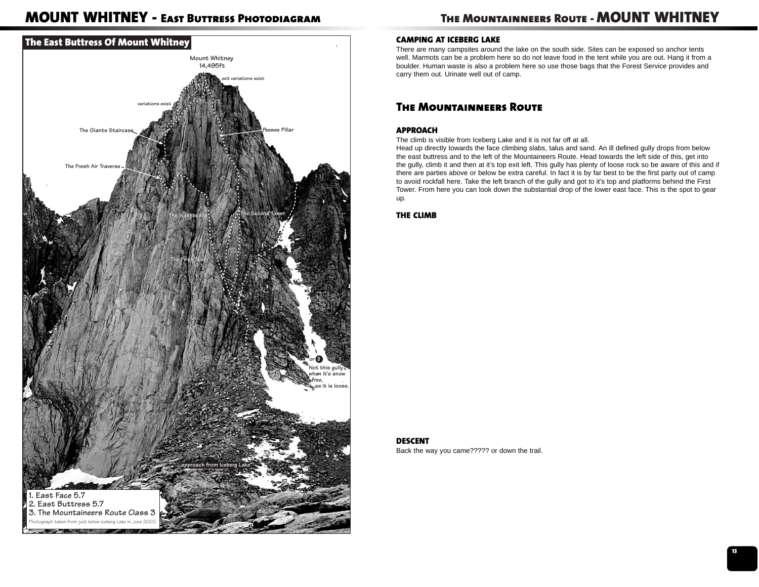# MOUNT WHITNEY - East Buttress Photodiagram

## The East Buttress Of Mount Whitney

Mount Whitney
14,495ft

exit variations exist

variations exist

The Giants Staircase

Peewee Pillar

The Fresh Air Traverse

The Washboard

The Second Tower

The First Tower

or 3
Not this gully when it's snow free, as it is loose.

approach from Iceberg Lake

1. East Face 5.7
2. East Buttress 5.7
3. The Mountaineers Route Class 3

Photograph taken from just below Iceberg Lake in June 2000.

# The Mountaineers Route - MOUNT WHITNEY

### CAMPING AT ICEBERG LAKE

There are many campsites around the lake on the south side. Sites can be exposed so anchor tents well. Marmots can be a problem here so do not leave food in the tent while you are out. Hang it from a boulder. Human waste is also a problem here so use those bags that the Forest Service provides and carry them out. Urinate well out of camp.

## The Mountaineers Route

### APPROACH

The climb is visible from Iceberg Lake and it is not far off at all.
Head up directly towards the face climbing slabs, talus and sand. An ill defined gully drops from below the east buttress and to the left of the Mountaineers Route. Head towards the left side of this, get into the gully, climb it and then at it's top exit left. This gully has plenty of loose rock so be aware of this and if there are parties above or below be extra careful. In fact it is by far best to be the first party out of camp to avoid rockfall here. Take the left branch of the gully and got to it's top and platforms behind the First Tower. From here you can look down the substantial drop of the lower east face. This is the spot to gear up.

### THE CLIMB

### DESCENT

Back the way you came????? or down the trail.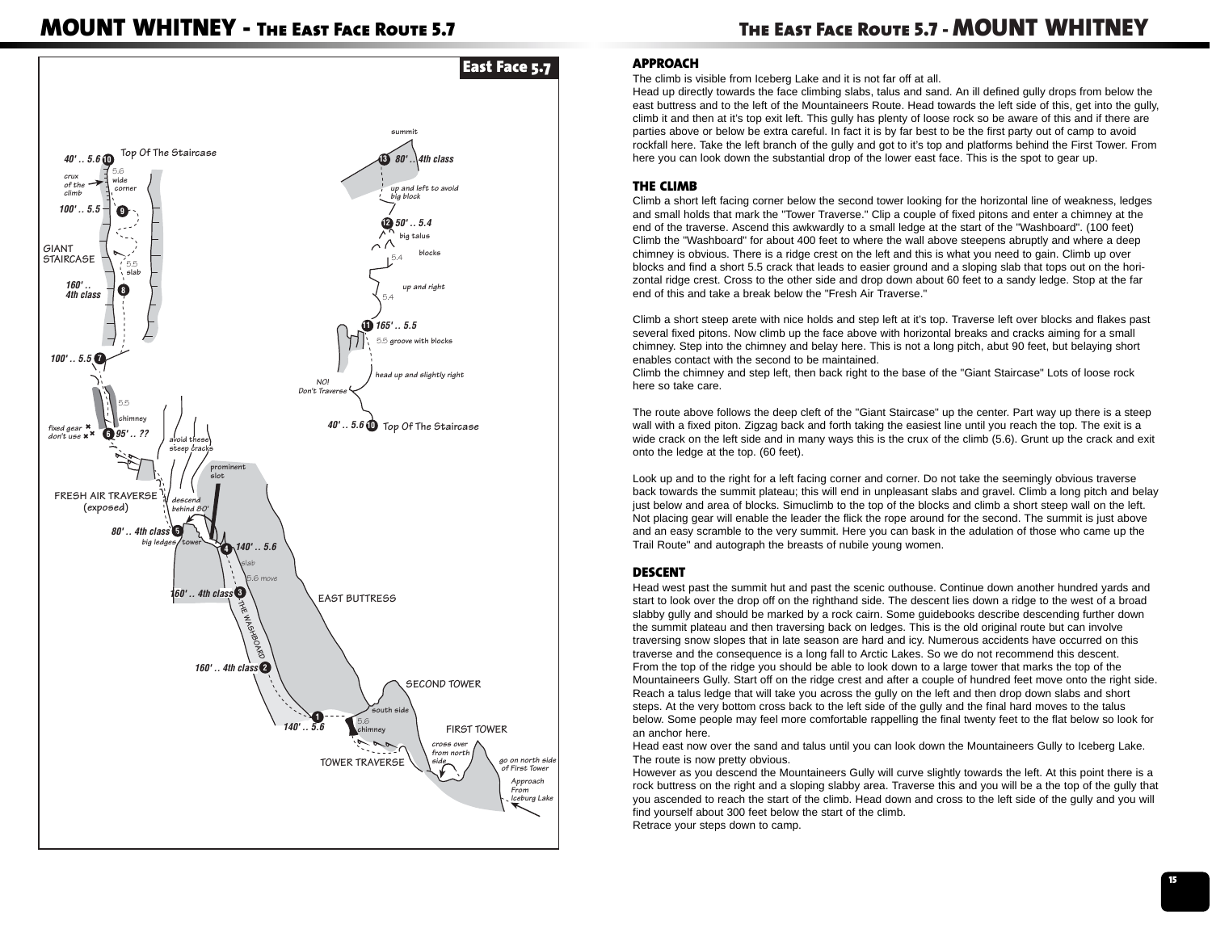## APPROACH

The climb is visible from Iceberg Lake and it is not far off at all.
Head up directly towards the face climbing slabs, talus and sand. An ill defined gully drops from below the east buttress and to the left of the Mountaineers Route. Head towards the left side of this, get into the gully, climb it and then at it's top exit left. This gully has plenty of loose rock so be aware of this and if there are parties above or below be extra careful. In fact it is by far best to be the first party out of camp to avoid rockfall here. Take the left branch of the gully and got to it's top and platforms behind the First Tower. From here you can look down the substantial drop of the lower east face. This is the spot to gear up.

## THE CLIMB

Climb a short left facing corner below the second tower looking for the horizontal line of weakness, ledges and small holds that mark the "Tower Traverse." Clip a couple of fixed pitons and enter a chimney at the end of the traverse. Ascend this awkwardly to a small ledge at the start of the "Washboard". (100 feet)
Climb the "Washboard" for about 400 feet to where the wall above steepens abruptly and where a deep chimney is obvious. There is a ridge crest on the left and this is what you need to gain. Climb up over blocks and find a short 5.5 crack that leads to easier ground and a sloping slab that tops out on the horizontal ridge crest. Cross to the other side and drop down about 60 feet to a sandy ledge. Stop at the far end of this and take a break below the "Fresh Air Traverse."

Climb a short steep arete with nice holds and step left at it's top. Traverse left over blocks and flakes past several fixed pitons. Now climb up the face above with horizontal breaks and cracks aiming for a small chimney. Step into the chimney and belay here. This is not a long pitch, abut 90 feet, but belaying short enables contact with the second to be maintained.
Climb the chimney and step left, then back right to the base of the "Giant Staircase" Lots of loose rock here so take care.

The route above follows the deep cleft of the "Giant Staircase" up the center. Part way up there is a steep wall with a fixed piton. Zigzag back and forth taking the easiest line until you reach the top. The exit is a wide crack on the left side and in many ways this is the crux of the climb (5.6). Grunt up the crack and exit onto the ledge at the top. (60 feet).

Look up and to the right for a left facing corner and corner. Do not take the seemingly obvious traverse back towards the summit plateau; this will end in unpleasant slabs and gravel. Climb a long pitch and belay just below and area of blocks. Simuclimb to the top of the blocks and climb a short steep wall on the left. Not placing gear will enable the leader the flick the rope around for the second. The summit is just above and an easy scramble to the very summit. Here you can bask in the adulation of those who came up the Trail Route" and autograph the breasts of nubile young women.

## DESCENT

Head west past the summit hut and past the scenic outhouse. Continue down another hundred yards and start to look over the drop off on the righthand side. The descent lies down a ridge to the west of a broad slabby gully and should be marked by a rock cairn. Some guidebooks describe descending further down the summit plateau and then traversing back on ledges. This is the old original route but can involve traversing snow slopes that in late season are hard and icy. Numerous accidents have occurred on this traverse and the consequence is a long fall to Arctic Lakes. So we do not recommend this descent.
From the top of the ridge you should be able to look down to a large tower that marks the top of the Mountaineers Gully. Start off on the ridge crest and after a couple of hundred feet move onto the right side. Reach a talus ledge that will take you across the gully on the left and then drop down slabs and short steps. At the very bottom cross back to the left side of the gully and the final hard moves to the talus below. Some people may feel more comfortable rappelling the final twenty feet to the flat below so look for an anchor here.
Head east now over the sand and talus until you can look down the Mountaineers Gully to Iceberg Lake. The route is now pretty obvious.
However as you descend the Mountaineers Gully will curve slightly towards the left. At this point there is a rock buttress on the right and a sloping slabby area. Traverse this and you will be a the top of the gully that you ascended to reach the start of the climb. Head down and cross to the left side of the gully and you will find yourself about 300 feet below the start of the climb.
Retrace your steps down to camp.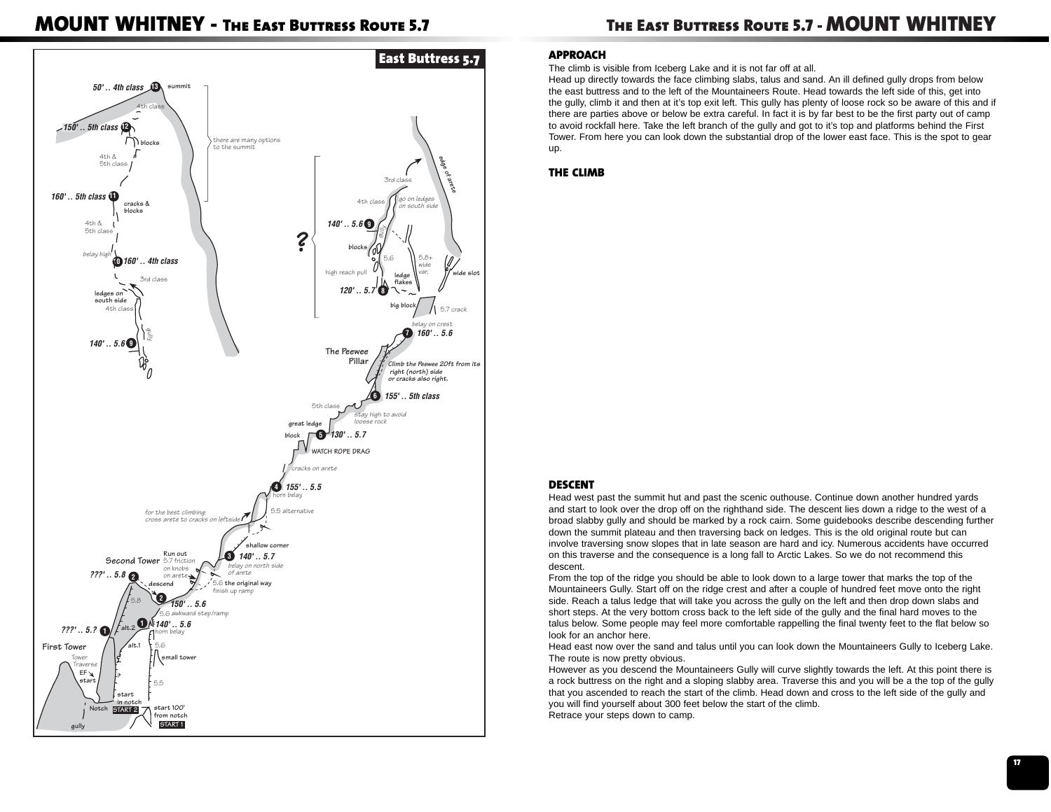**East Buttress 5.7**

50' .. 4th class 13 summit

4th class

150' .. 5th class 12

blocks

4th & 5th class

there are many options to the summit

160' .. 5th class 11

cracks & blocks

4th & 5th class

belay high

10 160' .. 4th class

3rd class

ledges on south side

4th class

gully

140' .. 5.6 9

edge of arete

3rd class

4th class

go on ledges on south side

140' .. 5.6 9

gully

?

blocks

5.6

5.8+ wide var.

high reach pull

ledge flakes

wide slot

120' .. 5.7 8

big block

5.7 crack

belay on crest

7 160' .. 5.6

The Peewee Pillar

Climb the Peewee 20ft from its right (north) side or cracks also right.

6 155' .. 5th class

5th class

stay high to avoid loose rock

great ledge

block

5 130' .. 5.7

WATCH ROPE DRAG

cracks on arete

4 155' .. 5.5

horn belay

5.5 alternative

for the best climbing: cross arete to cracks on leftside

shallow corner

3 140' .. 5.7

belay on north side of arete

Run out 5.7 friction on knobs on arete

Second Tower

???' .. 5.8 2

descend

5.6 the original way finish up ramp

5.8

2 150' .. 5.6

5.6 awkward step/ramp

1 140' .. 5.6

horn belay

???' .. 5.? 1

alt.2

alt.1

5.6

small tower

First Tower

Tower Traverse

EF start

5.5

start in notch

Notch

START 2

start 100' from notch

START 1

gully

## APPROACH

The climb is visible from Iceberg Lake and it is not far off at all.
Head up directly towards the face climbing slabs, talus and sand. An ill defined gully drops from below the east buttress and to the left of the Mountaineers Route. Head towards the left side of this, get into the gully, climb it and then at it's top exit left. This gully has plenty of loose rock so be aware of this and if there are parties above or below be extra careful. In fact it is by far best to be the first party out of camp to avoid rockfall here. Take the left branch of the gully and got to it's top and platforms behind the First Tower. From here you can look down the substantial drop of the lower east face. This is the spot to gear up.

## THE CLIMB

## DESCENT

Head west past the summit hut and past the scenic outhouse. Continue down another hundred yards and start to look over the drop off on the righthand side. The descent lies down a ridge to the west of a broad slabby gully and should be marked by a rock cairn. Some guidebooks describe descending further down the summit plateau and then traversing back on ledges. This is the old original route but can involve traversing snow slopes that in late season are hard and icy. Numerous accidents have occurred on this traverse and the consequence is a long fall to Arctic Lakes. So we do not recommend this descent.

From the top of the ridge you should be able to look down to a large tower that marks the top of the Mountaineers Gully. Start off on the ridge crest and after a couple of hundred feet move onto the right side. Reach a talus ledge that will take you across the gully on the left and then drop down slabs and short steps. At the very bottom cross back to the left side of the gully and the final hard moves to the talus below. Some people may feel more comfortable rappelling the final twenty feet to the flat below so look for an anchor here.

Head east now over the sand and talus until you can look down the Mountaineers Gully to Iceberg Lake. The route is now pretty obvious.

However as you descend the Mountaineers Gully will curve slightly towards the left. At this point there is a rock buttress on the right and a sloping slabby area. Traverse this and you will be a the top of the gully that you ascended to reach the start of the climb. Head down and cross to the left side of the gully and you will find yourself about 300 feet below the start of the climb.

Retrace your steps down to camp.